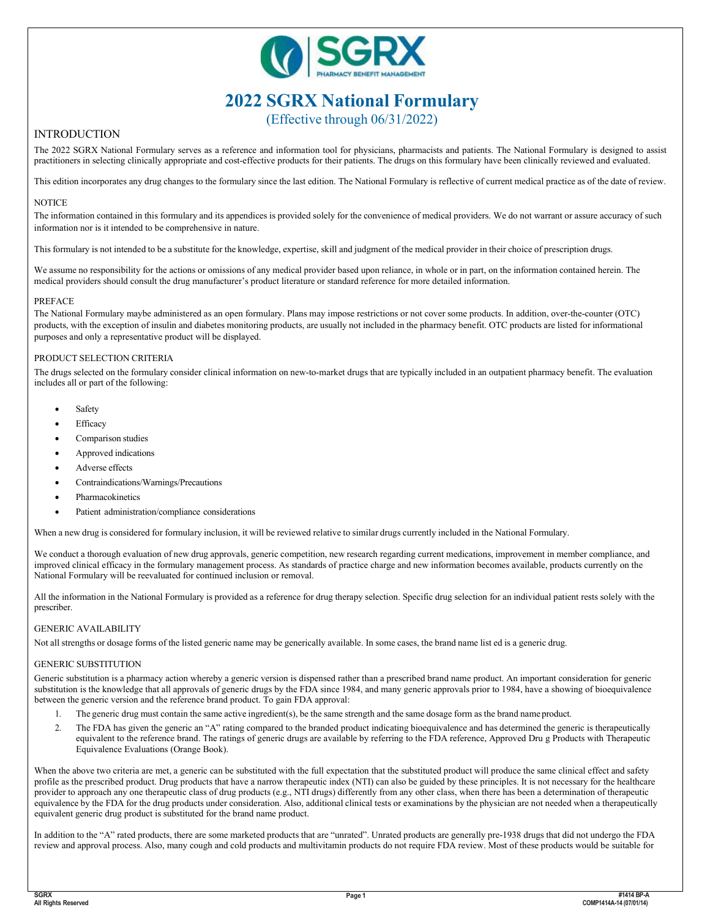# 2022 SGRX National Formulary

(Effective through 06/31/2022)

## INTRODUCTION

The 2022 SGRX National Formulary serves as a reference and information tool for physicians, pharmacists and patients. The National Formulary is designed to assist practitioners in selecting clinically appropriate and cost-effective products for their patients. The drugs on this formulary have been clinically reviewed and evaluated.

This edition incorporates any drug changes to the formulary since the last edition. The National Formulary is reflective of current medical practice as of the date of review.

### NOTICE

The information contained in this formulary and its appendices is provided solely for the convenience of medical providers. We do not warrant or assure accuracy of such information nor is it intended to be comprehensive in nature.

This formulary is not intended to be a substitute for the knowledge, expertise, skill and judgment of the medical provider in their choice of prescription drugs.

We assume no responsibility for the actions or omissions of any medical provider based upon reliance, in whole or in part, on the information contained herein. The medical providers should consult the drug manufacturer's product literature or standard reference for more detailed information.

### PREFACE

The National Formulary maybe administered as an open formulary. Plans may impose restrictions or not cover some products. In addition, over-the-counter (OTC) products, with the exception of insulin and diabetes monitoring products, are usually not included in the pharmacy benefit. OTC products are listed for informational purposes and only a representative product will be displayed.

### PRODUCT SELECTION CRITERIA

The drugs selected on the formulary consider clinical information on new-to-market drugs that are typically included in an outpatient pharmacy benefit. The evaluation includes all or part of the following:

- Safety
- Efficacy
- Comparison studies
- Approved indications
- Adverse effects
- Contraindications/Warnings/Precautions
- Pharmacokinetics
- Patient administration/compliance considerations

When a new drug is considered for formulary inclusion, it will be reviewed relative to similar drugs currently included in the National Formulary.

We conduct a thorough evaluation of new drug approvals, generic competition, new research regarding current medications, improvement in member compliance, and improved clinical efficacy in the formulary management process. As standards of practice charge and new information becomes available, products currently on the National Formulary will be reevaluated for continued inclusion or removal.

All the information in the National Formulary is provided as a reference for drug therapy selection. Specific drug selection for an individual patient rests solely with the prescriber.

### GENERIC AVAILABILITY

Not all strengths or dosage forms of the listed generic name may be generically available. In some cases, the brand name list ed is a generic drug.

### GENERIC SUBSTITUTION

Generic substitution is a pharmacy action whereby a generic version is dispensed rather than a prescribed brand name product. An important consideration for generic substitution is the knowledge that all approvals of generic drugs by the FDA since 1984, and many generic approvals prior to 1984, have a showing of bioequivalence between the generic version and the reference brand product. To gain FDA approval:

1. The generic drug must contain the same active ingredient(s), be the same strength and the same dosage form as the brand name product.
2. The FDA has given the generic an "A" rating compared to the branded product indicating bioequivalence and has determined the generic is therapeutically equivalent to the reference brand. The ratings of generic drugs are available by referring to the FDA reference, Approved Dru g Products with Therapeutic Equivalence Evaluations (Orange Book).

When the above two criteria are met, a generic can be substituted with the full expectation that the substituted product will produce the same clinical effect and safety profile as the prescribed product. Drug products that have a narrow therapeutic index (NTI) can also be guided by these principles. It is not necessary for the healthcare provider to approach any one therapeutic class of drug products (e.g., NTI drugs) differently from any other class, when there has been a determination of therapeutic equivalence by the FDA for the drug products under consideration. Also, additional clinical tests or examinations by the physician are not needed when a therapeutically equivalent generic drug product is substituted for the brand name product.

In addition to the "A" rated products, there are some marketed products that are "unrated". Unrated products are generally pre-1938 drugs that did not undergo the FDA review and approval process. Also, many cough and cold products and multivitamin products do not require FDA review. Most of these products would be suitable for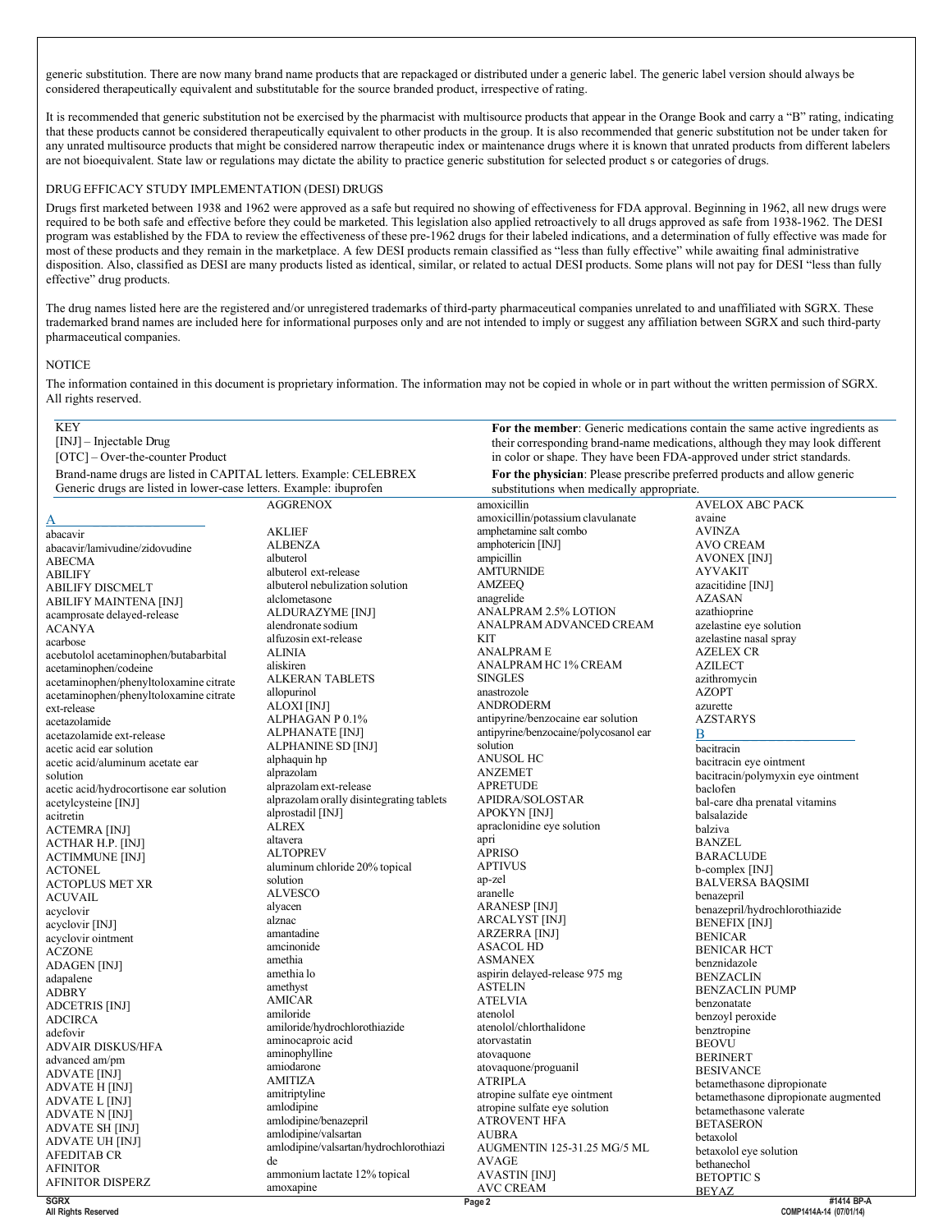generic substitution. There are now many brand name products that are repackaged or distributed under a generic label. The generic label version should always be considered therapeutically equivalent and substitutable for the source branded product, irrespective of rating.

It is recommended that generic substitution not be exercised by the pharmacist with multisource products that appear in the Orange Book and carry a "B" rating, indicating that these products cannot be considered therapeutically equivalent to other products in the group. It is also recommended that generic substitution not be under taken for any unrated multisource products that might be considered narrow therapeutic index or maintenance drugs where it is known that unrated products from different labelers are not bioequivalent. State law or regulations may dictate the ability to practice generic substitution for selected product s or categories of drugs.

DRUG EFFICACY STUDY IMPLEMENTATION (DESI) DRUGS

Drugs first marketed between 1938 and 1962 were approved as a safe but required no showing of effectiveness for FDA approval. Beginning in 1962, all new drugs were required to be both safe and effective before they could be marketed. This legislation also applied retroactively to all drugs approved as safe from 1938-1962. The DESI program was established by the FDA to review the effectiveness of these pre-1962 drugs for their labeled indications, and a determination of fully effective was made for most of these products and they remain in the marketplace. A few DESI products remain classified as "less than fully effective" while awaiting final administrative disposition. Also, classified as DESI are many products listed as identical, similar, or related to actual DESI products. Some plans will not pay for DESI "less than fully effective" drug products.

The drug names listed here are the registered and/or unregistered trademarks of third-party pharmaceutical companies unrelated to and unaffiliated with SGRX. These trademarked brand names are included here for informational purposes only and are not intended to imply or suggest any affiliation between SGRX and such third-party pharmaceutical companies.

NOTICE

The information contained in this document is proprietary information. The information may not be copied in whole or in part without the written permission of SGRX. All rights reserved.

| KEY | |
|---|---|
| [INJ] – Injectable Drug<br>[OTC] – Over-the-counter Product<br>Brand-name drugs are listed in CAPITAL letters. Example: CELEBREX<br>Generic drugs are listed in lower-case letters. Example: ibuprofen | **For the member**: Generic medications contain the same active ingredients as their corresponding brand-name medications, although they may look different in color or shape. They have been FDA-approved under strict standards.<br>**For the physician**: Please prescribe preferred products and allow generic substitutions when medically appropriate. |

## A

abacavir
abacavir/lamivudine/zidovudine
ABECMA
ABILIFY
ABILIFY DISCMELT
ABILIFY MAINTENA [INJ]
acamprosate delayed-release
ACANYA
acarbose
acebutolol acetaminophen/butabarbital
acetaminophen/codeine
acetaminophen/phenyltoloxamine citrate
acetaminophen/phenyltoloxamine citrate ext-release
acetazolamide
acetazolamide ext-release
acetic acid ear solution
acetic acid/aluminum acetate ear solution
acetic acid/hydrocortisone ear solution
acetylcysteine [INJ]
acitretin
ACTEMRA [INJ]
ACTHAR H.P. [INJ]
ACTIMMUNE [INJ]
ACTONEL
ACTOPLUS MET XR
ACUVAIL
acyclovir
acyclovir [INJ]
acyclovir ointment
ACZONE
ADAGEN [INJ]
adapalene
ADBRY
ADCETRIS [INJ]
ADCIRCA
adefovir
ADVAIR DISKUS/HFA
advanced am/pm
ADVATE [INJ]
ADVATE H [INJ]
ADVATE L [INJ]
ADVATE N [INJ]
ADVATE SH [INJ]
ADVATE UH [INJ]
AFEDITAB CR
AFINITOR
AFINITOR DISPERZ
AGGRENOX
AKLIEF
ALBENZA
albuterol
albuterol ext-release
albuterol nebulization solution
alclometasone
ALDURAZYME [INJ]
alendronate sodium
alfuzosin ext-release
ALINIA
aliskiren
ALKERAN TABLETS
allopurinol
ALOXI [INJ]
ALPHAGAN P 0.1%
ALPHANATE [INJ]
ALPHANINE SD [INJ]
alphaquin hp
alprazolam
alprazolam ext-release
alprazolam orally disintegrating tablets
alprostadil [INJ]
ALREX
altavera
ALTOPREV
aluminum chloride 20% topical solution
ALVESCO
alyacen
alznac
amantadine
amcinonide
amethia
amethia lo
amethyst
AMICAR
amiloride
amiloride/hydrochlorothiazide
aminocaproic acid
aminophylline
amiodarone
AMITIZA
amitriptyline
amlodipine
amlodipine/benazepril
amlodipine/valsartan
amlodipine/valsartan/hydrochlorothiazide
ammonium lactate 12% topical
amoxapine
amoxicillin
amoxicillin/potassium clavulanate
amphetamine salt combo
amphotericin [INJ]
ampicillin
AMTURNIDE
AMZEEQ
anagrelide
ANALPRAM 2.5% LOTION
ANALPRAM ADVANCED CREAM KIT
ANALPRAM E
ANALPRAM HC 1% CREAM SINGLES
anastrozole
ANDRODERM
antipyrine/benzocaine ear solution
antipyrine/benzocaine/polycosanol ear solution
ANUSOL HC
ANZEMET
APRETUDE
APIDRA/SOLOSTAR
APOKYN [INJ]
apraclonidine eye solution
apri
APRISO
APTIVUS
ap-zel
aranelle
ARANESP [INJ]
ARCALYST [INJ]
ARZERRA [INJ]
ASACOL HD
ASMANEX
aspirin delayed-release 975 mg
ASTELIN
ATELVIA
atenolol
atenolol/chlorthalidone
atorvastatin
atovaquone
atovaquone/proguanil
ATRIPLA
atropine sulfate eye ointment
atropine sulfate eye solution
ATROVENT HFA
AUBRA
AUGMENTIN 125-31.25 MG/5 ML
AVAGE
AVASTIN [INJ]
AVC CREAM
AVELOX ABC PACK
avaine
AVINZA
AVO CREAM
AVONEX [INJ]
AYVAKIT
azacitidine [INJ]
AZASAN
azathioprine
azelastine eye solution
azelastine nasal spray
AZELEX CR
AZILECT
azithromycin
AZOPT
azurette
AZSTARYS

## B

bacitracin
bacitracin eye ointment
bacitracin/polymyxin eye ointment
baclofen
bal-care dha prenatal vitamins
balsalazide
balziva
BANZEL
BARACLUDE
b-complex [INJ]
BALVERSA BAQSIMI
benazepril
benazepril/hydrochlorothiazide
BENEFIX [INJ]
BENICAR
BENICAR HCT
benznidazole
BENZACLIN
BENZACLIN PUMP
benzonatate
benzoyl peroxide
benztropine
BEOVU
BERINERT
BESIVANCE
betamethasone dipropionate
betamethasone dipropionate augmented
betamethasone valerate
BETASERON
betaxolol
betaxolol eye solution
bethanechol
BETOPTIC S
BEYAZ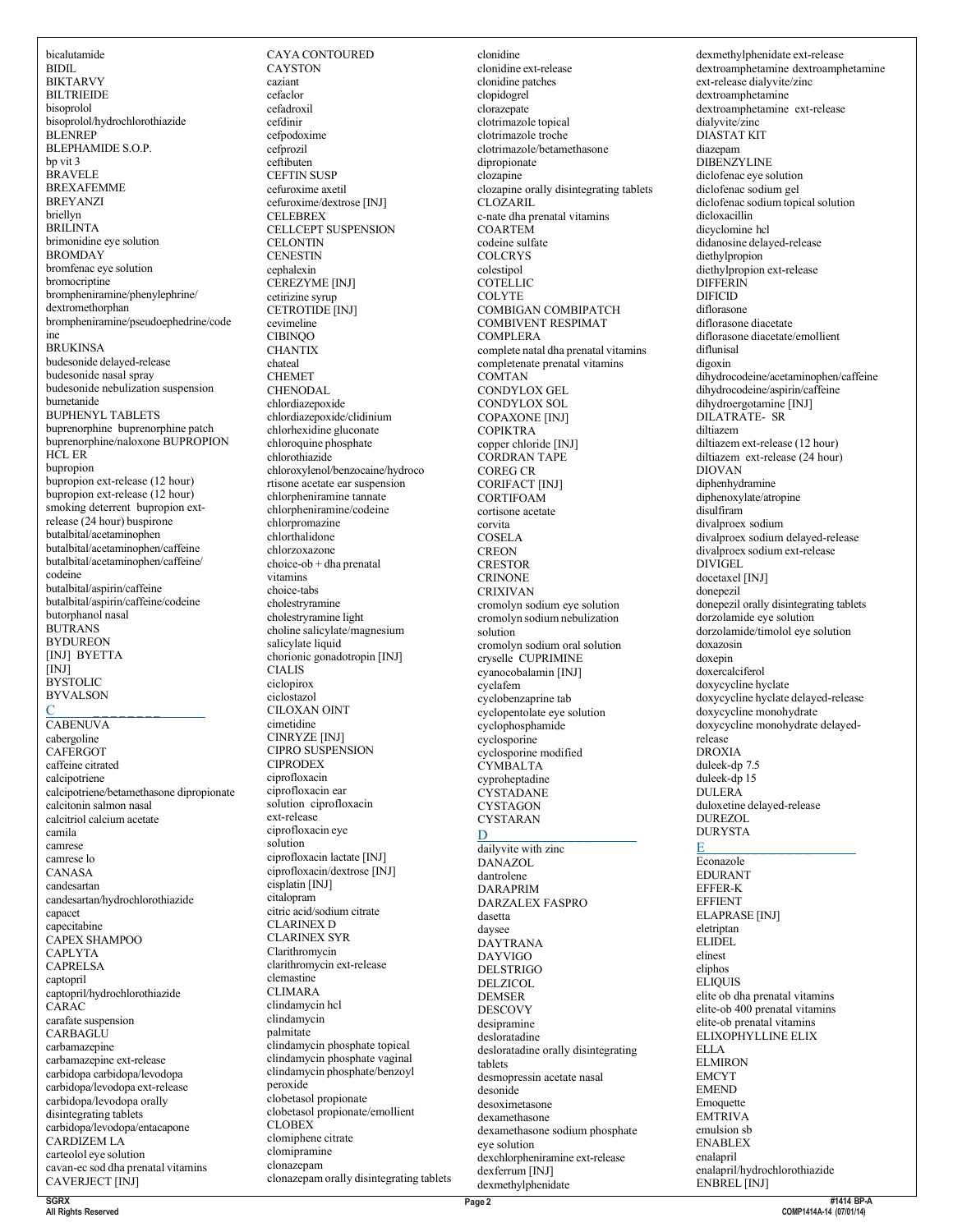bicalutamide
BIDIL
BIKTARVY
BILTRIEIDE
bisoprolol
bisoprolol/hydrochlorothiazide
BLENREP
BLEPHAMIDE S.O.P.
bp vit 3
BRAVELE
BREXAFEMME
BREYANZI
briellyn
BRILINTA
brimonidine eye solution
BROMDAY
bromfenac eye solution
bromocriptine
brompheniramine/phenylephrine/dextromethorphan
brompheniramine/pseudoephedrine/codeine
BRUKINSA
budesonide delayed-release
budesonide nasal spray
budesonide nebulization suspension
bumetanide
BUPHENYL TABLETS
buprenorphine buprenorphine patch
buprenorphine/naloxone BUPROPION HCL ER
bupropion
bupropion ext-release (12 hour)
bupropion ext-release (12 hour) smoking deterrent bupropion ext-release (24 hour) buspirone
butalbital/acetaminophen
butalbital/acetaminophen/caffeine
butalbital/acetaminophen/caffeine/codeine
butalbital/aspirin/caffeine
butalbital/aspirin/caffeine/codeine
butorphanol nasal
BUTRANS
BYDUREON
[INJ] BYETTA
[INJ]
BYSTOLIC
BYVALSON

## C

CABENUVA
cabergoline
CAFERGOT
caffeine citrated
calcipotriene
calcipotriene/betamethasone dipropionate
calcitonin salmon nasal
calcitriol calcium acetate
camila
camrese
camrese lo
CANASA
candesartan
candesartan/hydrochlorothiazide
capacet
capecitabine
CAPEX SHAMPOO
CAPLYTA
CAPRELSA
captopril
captopril/hydrochlorothiazide
CARAC
carafate suspension
CARBAGLU
carbamazepine
carbamazepine ext-release
carbidopa carbidopa/levodopa
carbidopa/levodopa ext-release
carbidopa/levodopa orally disintegrating tablets
carbidopa/levodopa/entacapone
CARDIZEM LA
carteolol eye solution
cavan-ec sod dha prenatal vitamins
CAVERJECT [INJ]
CAYA CONTOURED
CAYSTON
caziant
cefaclor
cefadroxil
cefdinir
cefpodoxime
cefprozil
ceftibuten
CEFTIN SUSP
cefuroxime axetil
cefuroxime/dextrose [INJ]
CELEBREX
CELLCEPT SUSPENSION
CELONTIN
CENESTIN
cephalexin
CEREZYME [INJ]
cetirizine syrup
CETROTIDE [INJ]
cevimeline
CIBINQO
CHANTIX
chateal
CHEMET
CHENODAL
chlordiazepoxide
chlordiazepoxide/clidinium
chlorhexidine gluconate
chloroquine phosphate
chlorothiazide
chloroxylenol/benzocaine/hydrocortisone acetate ear suspension
chlorpheniramine tannate
chlorpheniramine/codeine
chlorpromazine
chlorthalidone
chlorzoxazone
choice-ob + dha prenatal vitamins
choice-tabs
cholestryramine
cholestryramine light
choline salicylate/magnesium salicylate liquid
chorionic gonadotropin [INJ]
CIALIS
ciclopirox
ciclostazol
CILOXAN OINT
cimetidine
CINRYZE [INJ]
CIPRO SUSPENSION
CIPRODEX
ciprofloxacin
ciprofloxacin ear solution ciprofloxacin ext-release
ciprofloxacin eye solution
ciprofloxacin lactate [INJ]
ciprofloxacin/dextrose [INJ]
cisplatin [INJ]
citalopram
citric acid/sodium citrate
CLARINEX D
CLARINEX SYR
Clarithromycin
clarithromycin ext-release
clemastine
CLIMARA
clindamycin hcl
clindamycin palmitate
clindamycin phosphate topical
clindamycin phosphate vaginal
clindamycin phosphate/benzoyl peroxide
clobetasol propionate
clobetasol propionate/emollient
CLOBEX
clomiphene citrate
clomipramine
clonazepam
clonazepam orally disintegrating tablets
clonidine
clonidine ext-release
clonidine patches
clopidogrel
clorazepate
clotrimazole topical
clotrimazole troche
clotrimazole/betamethasone dipropionate
clozapine
clozapine orally disintegrating tablets
CLOZARIL
c-nate dha prenatal vitamins
COARTEM
codeine sulfate
COLCRYS
colestipol
COTELLIC
COLYTE
COMBIGAN COMBIPATCH
COMBIVENT RESPIMAT
COMPLERA
complete natal dha prenatal vitamins
completenate prenatal vitamins
COMTAN
CONDYLOX GEL
CONDYLOX SOL
COPAXONE [INJ]
COPIKTRA
copper chloride [INJ]
CORDRAN TAPE
COREG CR
CORIFACT [INJ]
CORTIFOAM
cortisone acetate
corvita
COSELA
CREON
CRESTOR
CRINONE
CRIXIVAN
cromolyn sodium eye solution
cromolyn sodium nebulization solution
cromolyn sodium oral solution
cryselle CUPRIMINE
cyanocobalamin [INJ]
cyclafem
cyclobenzaprine tab
cyclopentolate eye solution
cyclophosphamide
cyclosporine
cyclosporine modified
CYMBALTA
cyproheptadine
CYSTADANE
CYSTAGON
CYSTARAN

## D

dailyvite with zinc
DANAZOL
dantrolene
DARAPRIM
DARZALEX FASPRO
dasetta
daysee
DAYTRANA
DAYVIGO
DELSTRIGO
DELZICOL
DEMSER
DESCOVY
desipramine
desloratadine
desloratadine orally disintegrating tablets
desmopressin acetate nasal
desonide
desoximetasone
dexamethasone
dexamethasone sodium phosphate eye solution
dexchlorpheniramine ext-release
dexferrum [INJ]
dexmethylphenidate
dexmethylphenidate ext-release
dextroamphetamine dextroamphetamine ext-release dialyvite/zinc
dextroamphetamine
dextroamphetamine ext-release
dialyvite/zinc
DIASTAT KIT
diazepam
DIBENZYLINE
diclofenac eye solution
diclofenac sodium gel
diclofenac sodium topical solution
dicloxacillin
dicyclomine hcl
didanosine delayed-release
diethylpropion
diethylpropion ext-release
DIFFERIN
DIFICID
diflorasone
diflorasone diacetate
diflorasone diacetate/emollient
diflunisal
digoxin
dihydrocodeine/acetaminophen/caffeine
dihydrocodeine/aspirin/caffeine
dihydroergotamine [INJ]
DILATRATE- SR
diltiazem
diltiazem ext-release (12 hour)
diltiazem ext-release (24 hour)
DIOVAN
diphenhydramine
diphenoxylate/atropine
disulfiram
divalproex sodium
divalproex sodium delayed-release
divalproex sodium ext-release
DIVIGEL
docetaxel [INJ]
donepezil
donepezil orally disintegrating tablets
dorzolamide eye solution
dorzolamide/timolol eye solution
doxazosin
doxepin
doxercalciferol
doxycycline hyclate
doxycycline hyclate delayed-release
doxycycline monohydrate
doxycycline monohydrate delayed-release
DROXIA
duleek-dp 7.5
duleek-dp 15
DULERA
duloxetine delayed-release
DUREZOL
DURYSTA

## E

Econazole
EDURANT
EFFER-K
EFFIENT
ELAPRASE [INJ]
eletriptan
ELIDEL
elinest
eliphos
ELIQUIS
elite ob dha prenatal vitamins
elite-ob 400 prenatal vitamins
elite-ob prenatal vitamins
ELIXOPHYLLINE ELIX
ELLA
ELMIRON
EMCYT
EMEND
Emoquette
EMTRIVA
emulsion sb
ENABLEX
enalapril
enalapril/hydrochlorothiazide
ENBREL [INJ]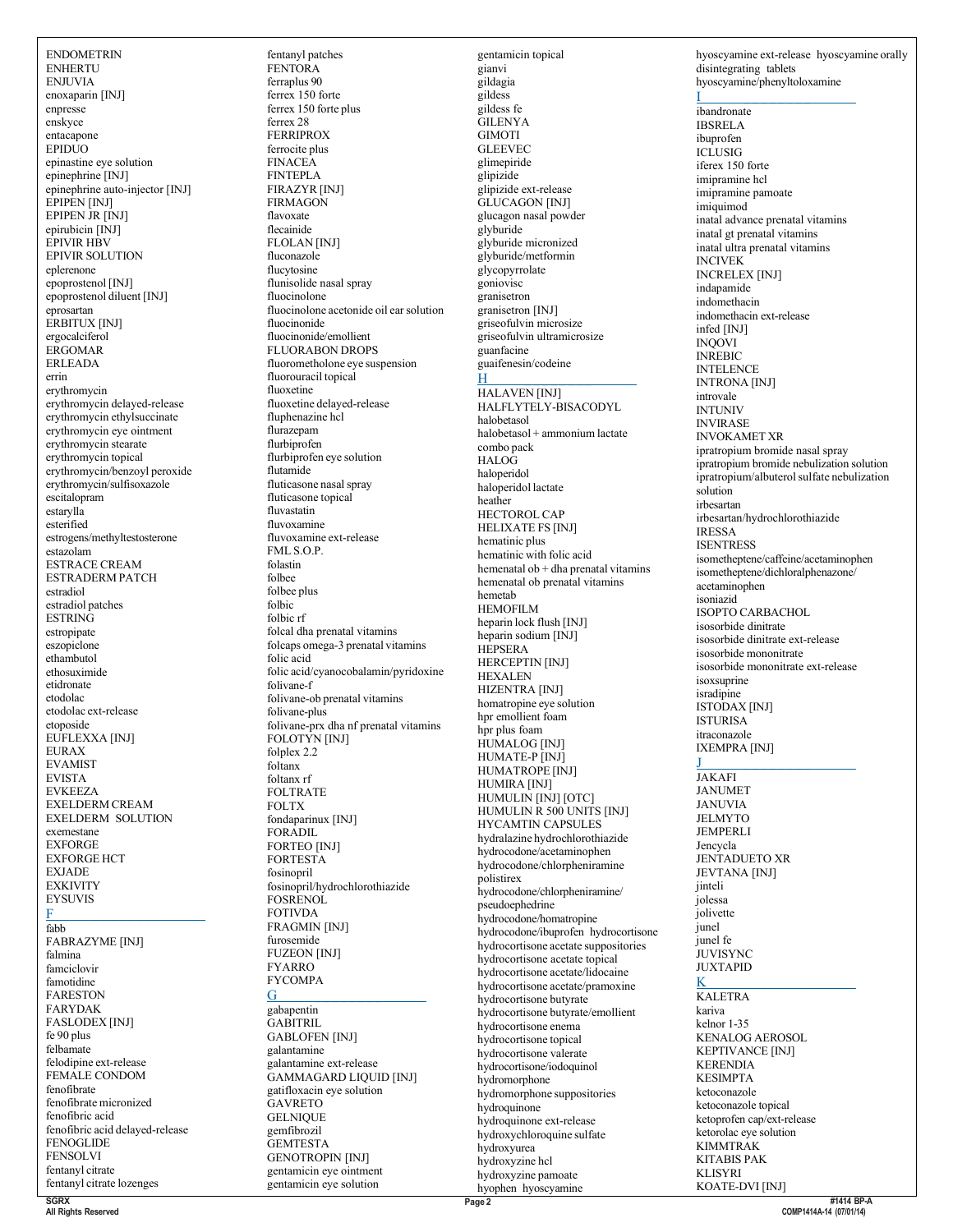ENDOMETRIN
ENHERTU
ENJUVIA
enoxaparin [INJ]
enpresse
enskyce
entacapone
EPIDUO
epinastine eye solution
epinephrine [INJ]
epinephrine auto-injector [INJ]
EPIPEN [INJ]
EPIPEN JR [INJ]
epirubicin [INJ]
EPIVIR HBV
EPIVIR SOLUTION
eplerenone
epoprostenol [INJ]
epoprostenol diluent [INJ]
eprosartan
ERBITUX [INJ]
ergocalciferol
ERGOMAR
ERLEADA
errin
erythromycin
erythromycin delayed-release
erythromycin ethylsuccinate
erythromycin eye ointment
erythromycin stearate
erythromycin topical
erythromycin/benzoyl peroxide
erythromycin/sulfisoxazole
escitalopram
estarylla
esterified
estrogens/methyltestosterone
estazolam
ESTRACE CREAM
ESTRADERM PATCH
estradiol
estradiol patches
ESTRING
estropipate
eszopiclone
ethambutol
ethosuximide
etidronate
etodolac
etodolac ext-release
etoposide
EUFLEXXA [INJ]
EURAX
EVAMIST
EVISTA
EVKEEZA
EXELDERM CREAM
EXELDERM SOLUTION
exemestane
EXFORGE
EXFORGE HCT
EXJADE
EXKIVITY
EYSUVIS

## F

fabb
FABRAZYME [INJ]
falmina
famciclovir
famotidine
FARESTON
FARYDAK
FASLODEX [INJ]
fe 90 plus
felbamate
felodipine ext-release
FEMALE CONDOM
fenofibrate
fenofibrate micronized
fenofibric acid
fenofibric acid delayed-release
FENOGLIDE
FENSOLVI
fentanyl citrate
fentanyl citrate lozenges
fentanyl patches
FENTORA
ferraplus 90
ferrex 150 forte
ferrex 150 forte plus
ferrex 28
FERRIPROX
ferrocite plus
FINACEA
FINTEPLA
FIRAZYR [INJ]
FIRMAGON
flavoxate
flecainide
FLOLAN [INJ]
fluconazole
flucytosine
flunisolide nasal spray
fluocinolone
fluocinolone acetonide oil ear solution
fluocinonide
fluocinonide/emollient
FLUORABON DROPS
fluorometholone eye suspension
fluorouracil topical
fluoxetine
fluoxetine delayed-release
fluphenazine hcl
flurazepam
flurbiprofen
flurbiprofen eye solution
flutamide
fluticasone nasal spray
fluticasone topical
fluvastatin
fluvoxamine
fluvoxamine ext-release
FML S.O.P.
folastin
folbee
folbee plus
folbic
folbic rf
folcal dha prenatal vitamins
folcaps omega-3 prenatal vitamins
folic acid
folic acid/cyanocobalamin/pyridoxine
folivane-f
folivane-ob prenatal vitamins
folivane-plus
folivane-prx dha nf prenatal vitamins
FOLOTYN [INJ]
folplex 2.2
foltanx
foltanx rf
FOLTRATE
FOLTX
fondaparinux [INJ]
FORADIL
FORTEO [INJ]
FORTESTA
fosinopril
fosinopril/hydrochlorothiazide
FOSRENOL
FOTIVDA
FRAGMIN [INJ]
furosemide
FUZEON [INJ]
FYARRO
FYCOMPA

## G

gabapentin
GABITRIL
GABLOFEN [INJ]
galantamine
galantamine ext-release
GAMMAGARD LIQUID [INJ]
gatifloxacin eye solution
GAVRETO
GELNIQUE
gemfibrozil
GEMTESTA
GENOTROPIN [INJ]
gentamicin eye ointment
gentamicin eye solution
gentamicin topical
gianvi
gildagia
gildess
gildess fe
GILENYA
GIMOTI
GLEEVEC
glimepiride
glipizide
glipizide ext-release
GLUCAGON [INJ]
glucagon nasal powder
glyburide
glyburide micronized
glyburide/metformin
glycopyrrolate
goniovisc
granisetron
granisetron [INJ]
griseofulvin microsize
griseofulvin ultramicrosize
guanfacine
guaifenesin/codeine

## H

HALAVEN [INJ]
HALFLYTELY-BISACODYL
halobetasol
halobetasol + ammonium lactate combo pack
HALOG
haloperidol
haloperidol lactate
heather
HECTOROL CAP
HELIXATE FS [INJ]
hematinic plus
hematinic with folic acid
hemenatal ob + dha prenatal vitamins
hemenatal ob prenatal vitamins
hemetab
HEMOFILM
heparin lock flush [INJ]
heparin sodium [INJ]
HEPSERA
HERCEPTIN [INJ]
HEXALEN
HIZENTRA [INJ]
homatropine eye solution
hpr emollient foam
hpr plus foam
HUMALOG [INJ]
HUMATE-P [INJ]
HUMATROPE [INJ]
HUMIRA [INJ]
HUMULIN [INJ] [OTC]
HUMULIN R 500 UNITS [INJ]
HYCAMTIN CAPSULES
hydralazine hydrochlorothiazide
hydrocodone/acetaminophen
hydrocodone/chlorpheniramine polistirex
hydrocodone/chlorpheniramine/pseudoephedrine
hydrocodone/homatropine
hydrocodone/ibuprofen hydrocortisone
hydrocortisone acetate suppositories
hydrocortisone acetate topical
hydrocortisone acetate/lidocaine
hydrocortisone acetate/pramoxine
hydrocortisone butyrate
hydrocortisone butyrate/emollient
hydrocortisone enema
hydrocortisone topical
hydrocortisone valerate
hydrocortisone/iodoquinol
hydromorphone
hydromorphone suppositories
hydroquinone
hydroquinone ext-release
hydroxychloroquine sulfate
hydroxyurea
hydroxyzine hcl
hydroxyzine pamoate
hyophen hyoscyamine
hyoscyamine ext-release hyoscyamine orally disintegrating tablets
hyoscyamine/phenyltoloxamine

## I

ibandronate
IBSRELA
ibuprofen
ICLUSIG
iferex 150 forte
imipramine hcl
imipramine pamoate
imiquimod
inatal advance prenatal vitamins
inatal gt prenatal vitamins
inatal ultra prenatal vitamins
INCIVEK
INCRELEX [INJ]
indapamide
indomethacin
indomethacin ext-release
infed [INJ]
INQOVI
INREBIC
INTELENCE
INTRONA [INJ]
introvale
INTUNIV
INVIRASE
INVOKAMET XR
ipratropium bromide nasal spray
ipratropium bromide nebulization solution
ipratropium/albuterol sulfate nebulization solution
irbesartan
irbesartan/hydrochlorothiazide
IRESSA
ISENTRESS
isometheptene/caffeine/acetaminophen
isometheptene/dichloralphenazone/acetaminophen
isoniazid
ISOPTO CARBACHOL
isosorbide dinitrate
isosorbide dinitrate ext-release
isosorbide mononitrate
isosorbide mononitrate ext-release
isoxsuprine
isradipine
ISTODAX [INJ]
ISTURISA
itraconazole
IXEMPRA [INJ]

## J

JAKAFI
JANUMET
JANUVIA
JELMYTO
JEMPERLI
Jencycla
JENTADUETO XR
JEVTANA [INJ]
jinteli
jolessa
jolivette
junel
junel fe
JUVISYNC
JUXTAPID

## K

KALETRA
kariva
kelnor 1-35
KENALOG AEROSOL
KEPTIVANCE [INJ]
KERENDIA
KESIMPTA
ketoconazole
ketoconazole topical
ketoprofen cap/ext-release
ketorolac eye solution
KIMMTRAK
KITABIS PAK
KLISYRI
KOATE-DVI [INJ]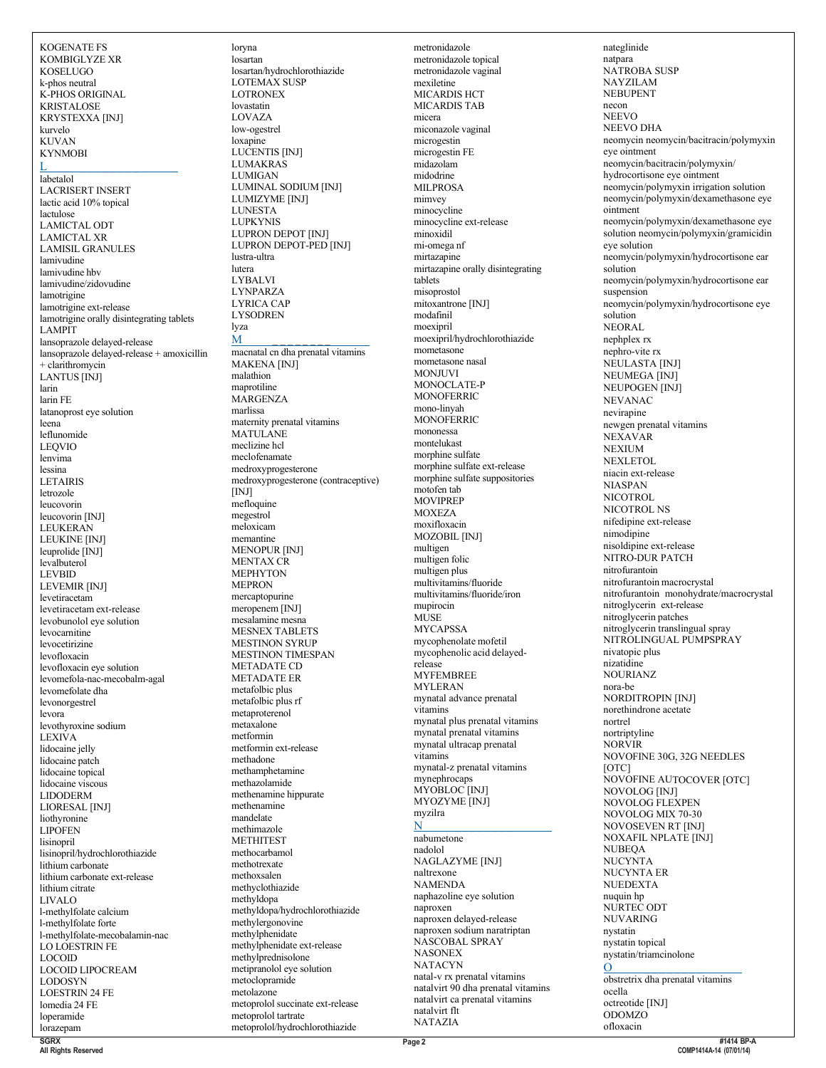KOGENATE FS
KOMBIGLYZE XR
KOSELUGO
k-phos neutral
K-PHOS ORIGINAL
KRISTALOSE
KRYSTEXXA [INJ]
kurvelo
KUVAN
KYNMOBI

## L

labetalol
LACRISERT INSERT
lactic acid 10% topical
lactulose
LAMICTAL ODT
LAMICTAL XR
LAMISIL GRANULES
lamivudine
lamivudine hbv
lamivudine/zidovudine
lamotrigine
lamotrigine ext-release
lamotrigine orally disintegrating tablets
LAMPIT
lansoprazole delayed-release
lansoprazole delayed-release + amoxicillin + clarithromycin
LANTUS [INJ]
larin
larin FE
latanoprost eye solution
leena
leflunomide
LEQVIO
lenvima
lessina
LETAIRIS
letrozole
leucovorin
leucovorin [INJ]
LEUKERAN
LEUKINE [INJ]
leuprolide [INJ]
levalbuterol
LEVBID
LEVEMIR [INJ]
levetiracetam
levetiracetam ext-release
levobunolol eye solution
levocarnitine
levocetirizine
levofloxacin
levofloxacin eye solution
levomefola-nac-mecobalm-agal
levomefolate dha
levonorgestrel
levora
levothyroxine sodium
LEXIVA
lidocaine jelly
lidocaine patch
lidocaine topical
lidocaine viscous
LIDODERM
LIORESAL [INJ]
liothyronine
LIPOFEN
lisinopril
lisinopril/hydrochlorothiazide
lithium carbonate
lithium carbonate ext-release
lithium citrate
LIVALO
l-methylfolate calcium
l-methylfolate forte
l-methylfolate-mecobalamin-nac
LO LOESTRIN FE
LOCOID
LOCOID LIPOCREAM
LODOSYN
LOESTRIN 24 FE
lomedia 24 FE
loperamide
lorazepam
loryna
losartan
losartan/hydrochlorothiazide
LOTEMAX SUSP
LOTRONEX
lovastatin
LOVAZA
low-ogestrel
loxapine
LUCENTIS [INJ]
LUMAKRAS
LUMIGAN
LUMINAL SODIUM [INJ]
LUMIZYME [INJ]
LUNESTA
LUPKYNIS
LUPRON DEPOT [INJ]
LUPRON DEPOT-PED [INJ]
lustra-ultra
lutera
LYBALVI
LYNPARZA
LYRICA CAP
LYSODREN
lyza

## M

macnatal cn dha prenatal vitamins
MAKENA [INJ]
malathion
maprotiline
MARGENZA
marlissa
maternity prenatal vitamins
MATULANE
meclizine hcl
meclofenamate
medroxyprogesterone
medroxyprogesterone (contraceptive) [INJ]
mefloquine
megestrol
meloxicam
memantine
MENOPUR [INJ]
MENTAX CR
MEPHYTON
MEPRON
mercaptopurine
meropenem [INJ]
mesalamine mesna
MESNEX TABLETS
MESTINON SYRUP
MESTINON TIMESPAN
METADATE CD
METADATE ER
metafolbic plus
metafolbic plus rf
metaproterenol
metaxalone
metformin
metformin ext-release
methadone
methamphetamine
methazolamide
methenamine hippurate
methenamine
mandelate
methimazole
METHITEST
methocarbamol
methotrexate
methoxsalen
methyclothiazide
methyldopa
methyldopa/hydrochlorothiazide
methylergonovine
methylphenidate
methylphenidate ext-release
methylprednisolone
metipranolol eye solution
metoclopramide
metolazone
metoprolol succinate ext-release
metoprolol tartrate
metoprolol/hydrochlorothiazide
metronidazole
metronidazole topical
metronidazole vaginal
mexiletine
MICARDIS HCT
MICARDIS TAB
micera
miconazole vaginal
microgestin
microgestin FE
midazolam
midodrine
MILPROSA
mimvey
minocycline
minocycline ext-release
minoxidil
mi-omega nf
mirtazapine
mirtazapine orally disintegrating tablets
misoprostol
mitoxantrone [INJ]
modafinil
moexipril
moexipril/hydrochlorothiazide
mometasone
mometasone nasal
MONJUVI
MONOCLATE-P
MONOFERRIC
mono-linyah
MONOFERRIC
mononessa
montelukast
morphine sulfate
morphine sulfate ext-release
morphine sulfate suppositories
motofen tab
MOVIPREP
MOXEZA
moxifloxacin
MOZOBIL [INJ]
multigen
multigen folic
multigen plus
multivitamins/fluoride
multivitamins/fluoride/iron
mupirocin
MUSE
MYCAPSSA
mycophenolate mofetil
mycophenolic acid delayed-release
MYFEMBREE
MYLERAN
mynatal advance prenatal vitamins
mynatal plus prenatal vitamins
mynatal prenatal vitamins
mynatal ultracap prenatal vitamins
mynatal-z prenatal vitamins
mynephrocaps
MYOBLOC [INJ]
MYOZYME [INJ]
myzilra

## N

nabumetone
nadolol
NAGLAZYME [INJ]
naltrexone
NAMENDA
naphazoline eye solution
naproxen
naproxen delayed-release
naproxen sodium naratriptan
NASCOBAL SPRAY
NASONEX
NATACYN
natal-v rx prenatal vitamins
natalvirt 90 dha prenatal vitamins
natalvirt ca prenatal vitamins
natalvirt flt
NATAZIA
nateglinide
natpara
NATROBA SUSP
NAYZILAM
NEBUPENT
necon
NEEVO
NEEVO DHA
neomycin neomycin/bacitracin/polymyxin eye ointment
neomycin/bacitracin/polymyxin/ hydrocortisone eye ointment
neomycin/polymyxin irrigation solution
neomycin/polymyxin/dexamethasone eye ointment
neomycin/polymyxin/dexamethasone eye solution neomycin/polymyxin/gramicidin eye solution
neomycin/polymyxin/hydrocortisone ear solution
neomycin/polymyxin/hydrocortisone ear suspension
neomycin/polymyxin/hydrocortisone eye solution
NEORAL
nephplex rx
nephro-vite rx
NEULASTA [INJ]
NEUMEGA [INJ]
NEUPOGEN [INJ]
NEVANAC
nevirapine
newgen prenatal vitamins
NEXAVAR
NEXIUM
NEXLETOL
niacin ext-release
NIASPAN
NICOTROL
NICOTROL NS
nifedipine ext-release
nimodipine
nisoldipine ext-release
NITRO-DUR PATCH
nitrofurantoin
nitrofurantoin macrocrystal
nitrofurantoin monohydrate/macrocrystal
nitroglycerin ext-release
nitroglycerin patches
nitroglycerin translingual spray
NITROLINGUAL PUMPSPRAY
nivatopic plus
nizatidine
NOURIANZ
nora-be
NORDITROPIN [INJ]
norethindrone acetate
nortrel
nortriptyline
NORVIR
NOVOFINE 30G, 32G NEEDLES [OTC]
NOVOFINE AUTOCOVER [OTC]
NOVOLOG [INJ]
NOVOLOG FLEXPEN
NOVOLOG MIX 70-30
NOVOSEVEN RT [INJ]
NOXAFIL NPLATE [INJ]
NUBEQA
NUCYNTA
NUCYNTA ER
NUEDEXTA
nuquin hp
NURTEC ODT
NUVARING
nystatin
nystatin topical
nystatin/triamcinolone

## O

obstetrix dha prenatal vitamins
ocella
octreotide [INJ]
ODOMZO
ofloxacin

SGRX
All Rights Reserved
#1414 BP-A
COMP1414A-14 (07/01/14)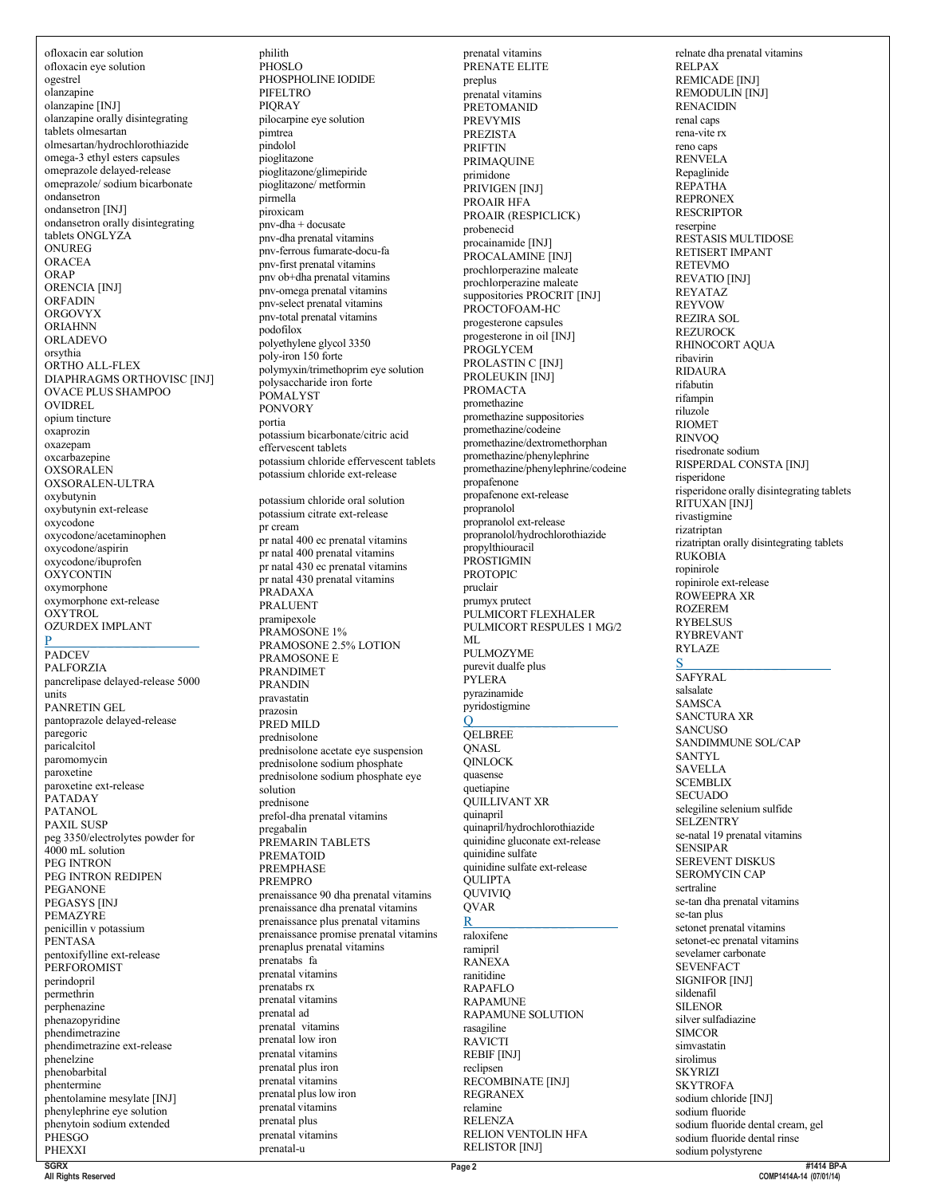ofloxacin ear solution
ofloxacin eye solution
ogestrel
olanzapine
olanzapine [INJ]
olanzapine orally disintegrating tablets olmesartan
olmesartan/hydrochlorothiazide
omega-3 ethyl esters capsules
omeprazole delayed-release
omeprazole/ sodium bicarbonate
ondansetron
ondansetron [INJ]
ondansetron orally disintegrating tablets ONGLYZA
ONUREG
ORACEA
ORAP
ORENCIA [INJ]
ORFADIN
ORGOVYX
ORIAHNN
ORLADEVO
orsythia
ORTHO ALL-FLEX DIAPHRAGMS ORTHOVISC [INJ]
OVACE PLUS SHAMPOO
OVIDREL
opium tincture
oxaprozin
oxazepam
oxcarbazepine
OXSORALEN
OXSORALEN-ULTRA
oxybutynin
oxybutynin ext-release
oxycodone
oxycodone/acetaminophen
oxycodone/aspirin
oxycodone/ibuprofen
OXYCONTIN
oxymorphone
oxymorphone ext-release
OXYTROL
OZURDEX IMPLANT

## P

PADCEV
PALFORZIA
pancrelipase delayed-release 5000 units
PANRETIN GEL
pantoprazole delayed-release
paregoric
paricalcitol
paromomycin
paroxetine
paroxetine ext-release
PATADAY
PATANOL
PAXIL SUSP
peg 3350/electrolytes powder for 4000 mL solution
PEG INTRON
PEG INTRON REDIPEN
PEGANONE
PEGASYS [INJ
PEMAZYRE
penicillin v potassium
PENTASA
pentoxifylline ext-release
PERFOROMIST
perindopril
permethrin
perphenazine
phenazopyridine
phendimetrazine
phendimetrazine ext-release
phenelzine
phenobarbital
phentermine
phentolamine mesylate [INJ]
phenylephrine eye solution
phenytoin sodium extended
PHESGO
PHEXXI
philith
PHOSLO
PHOSPHOLINE IODIDE
PIFELTRO
PIQRAY
pilocarpine eye solution
pimtrea
pindolol
pioglitazone
pioglitazone/glimepiride
pioglitazone/ metformin
pirmella
piroxicam
pnv-dha + docusate
pnv-dha prenatal vitamins
pnv-ferrous fumarate-docu-fa
pnv-first prenatal vitamins
pnv ob+dha prenatal vitamins
pnv-omega prenatal vitamins
pnv-select prenatal vitamins
pnv-total prenatal vitamins
podofilox
polyethylene glycol 3350
poly-iron 150 forte
polymyxin/trimethoprim eye solution
polysaccharide iron forte
POMALYST
PONVORY
portia
potassium bicarbonate/citric acid effervescent tablets
potassium chloride effervescent tablets
potassium chloride ext-release

potassium chloride oral solution
potassium citrate ext-release
pr cream
pr natal 400 ec prenatal vitamins
pr natal 400 prenatal vitamins
pr natal 430 ec prenatal vitamins
pr natal 430 prenatal vitamins
PRADAXA
PRALUENT
pramipexole
PRAMOSONE 1%
PRAMOSONE 2.5% LOTION
PRAMOSONE E
PRANDIMET
PRANDIN
pravastatin
prazosin
PRED MILD
prednisolone
prednisolone acetate eye suspension
prednisolone sodium phosphate
prednisolone sodium phosphate eye solution
prednisone
prefol-dha prenatal vitamins
pregabalin
PREMARIN TABLETS
PREMATOID
PREMPHASE
PREMPRO
prenaissance 90 dha prenatal vitamins
prenaissance dha prenatal vitamins
prenaissance plus prenatal vitamins
prenaissance promise prenatal vitamins
prenaplus prenatal vitamins
prenatabs fa
prenatal vitamins
prenatabs rx
prenatal vitamins
prenatal ad
prenatal vitamins
prenatal low iron
prenatal vitamins
prenatal plus iron
prenatal vitamins
prenatal plus low iron
prenatal vitamins
prenatal plus
prenatal vitamins
prenatal-u
prenatal vitamins
PRENATE ELITE
preplus
prenatal vitamins
PRETOMANID
PREVYMIS
PREZISTA
PRIFTIN
PRIMAQUINE
primidone
PRIVIGEN [INJ]
PROAIR HFA
PROAIR (RESPICLICK)
probenecid
procainamide [INJ]
PROCALAMINE [INJ]
prochlorperazine maleate
prochlorperazine maleate suppositories PROCRIT [INJ]
PROCTOFOAM-HC
progesterone capsules
progesterone in oil [INJ]
PROGLYCEM
PROLASTIN C [INJ]
PROLEUKIN [INJ]
PROMACTA
promethazine
promethazine suppositories
promethazine/codeine
promethazine/dextromethorphan
promethazine/phenylephrine
promethazine/phenylephrine/codeine
propafenone
propafenone ext-release
propranolol
propranolol ext-release
propranolol/hydrochlorothiazide
propylthiouracil
PROSTIGMIN
PROTOPIC
pruclair
prumyx prutect
PULMICORT FLEXHALER
PULMICORT RESPULES 1 MG/2 ML
PULMOZYME
purevit dualfe plus
PYLERA
pyrazinamide
pyridostigmine

## Q

QELBREE
QNASL
QINLOCK
quasense
quetiapine
QUILLIVANT XR
quinapril
quinapril/hydrochlorothiazide
quinidine gluconate ext-release
quinidine sulfate
quinidine sulfate ext-release
QULIPTA
QUVIVIQ
QVAR

## R

raloxifene
ramipril
RANEXA
ranitidine
RAPAFLO
RAPAMUNE
RAPAMUNE SOLUTION
rasagiline
RAVICTI
REBIF [INJ]
reclipsen
RECOMBINATE [INJ]
REGRANEX
relamine
RELENZA
RELION VENTOLIN HFA
RELISTOR [INJ]
relnate dha prenatal vitamins
RELPAX
REMICADE [INJ]
REMODULIN [INJ]
RENACIDIN
renal caps
rena-vite rx
reno caps
RENVELA
Repaglinide
REPATHA
REPRONEX
RESCRIPTOR
reserpine
RESTASIS MULTIDOSE
RETISERT IMPANT
RETEVMO
REVATIO [INJ]
REYATAZ
REYVOW
REZIRA SOL
REZUROCK
RHINOCORT AQUA
ribavirin
RIDAURA
rifabutin
rifampin
riluzole
RIOMET
RINVOQ
risedronate sodium
RISPERDAL CONSTA [INJ]
risperidone
risperidone orally disintegrating tablets
RITUXAN [INJ]
rivastigmine
rizatriptan
rizatriptan orally disintegrating tablets
RUKOBIA
ropinirole
ropinirole ext-release
ROWEEPRA XR
ROZEREM
RYBELSUS
RYBREVANT
RYLAZE

## S

SAFYRAL
salsalate
SAMSCA
SANCTURA XR
SANCUSO
SANDIMMUNE SOL/CAP
SANTYL
SAVELLA
SCEMBLIX
SECUADO
selegiline selenium sulfide
SELZENTRY
se-natal 19 prenatal vitamins
SENSIPAR
SEREVENT DISKUS
SEROMYCIN CAP
sertraline
se-tan dha prenatal vitamins
se-tan plus
setonet prenatal vitamins
setonet-ec prenatal vitamins
sevelamer carbonate
SEVENFACT
SIGNIFOR [INJ]
sildenafil
SILENOR
silver sulfadiazine
SIMCOR
simvastatin
sirolimus
SKYRIZI
SKYTROFA
sodium chloride [INJ]
sodium fluoride
sodium fluoride dental cream, gel
sodium fluoride dental rinse
sodium polystyrene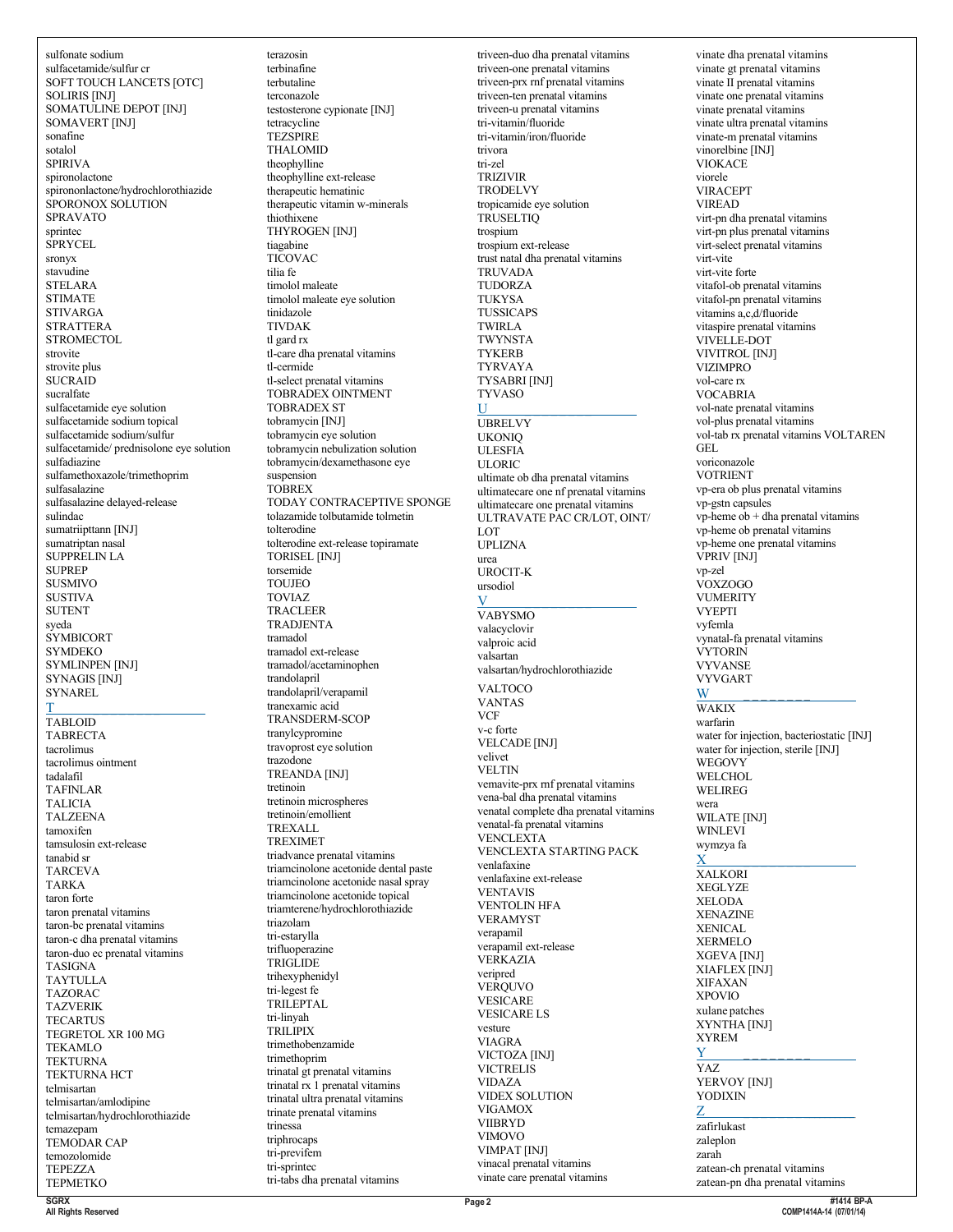sulfonate sodium
sulfacetamide/sulfur cr
SOFT TOUCH LANCETS [OTC]
SOLIRIS [INJ]
SOMATULINE DEPOT [INJ]
SOMAVERT [INJ]
sonafine
sotalol
SPIRIVA
spironolactone
spirononlactone/hydrochlorothiazide
SPORONOX SOLUTION
SPRAVATO
sprintec
SPRYCEL
sronyx
stavudine
STELARA
STIMATE
STIVARGA
STRATTERA
STROMECTOL
strovite
strovite plus
SUCRAID
sucralfate
sulfacetamide eye solution
sulfacetamide sodium topical
sulfacetamide sodium/sulfur
sulfacetamide/ prednisolone eye solution
sulfadiazine
sulfamethoxazole/trimethoprim
sulfasalazine
sulfasalazine delayed-release
sulindac
sumatriipttann [INJ]
sumatriptan nasal
SUPPRELIN LA
SUPREP
SUSMIVO
SUSTIVA
SUTENT
syeda
SYMBICORT
SYMDEKO
SYMLINPEN [INJ]
SYNAGIS [INJ]
SYNAREL

## T

TABLOID
TABRECTA
tacrolimus
tacrolimus ointment
tadalafil
TAFINLAR
TALICIA
TALZEENA
tamoxifen
tamsulosin ext-release
tanabid sr
TARCEVA
TARKA
taron forte
taron prenatal vitamins
taron-bc prenatal vitamins
taron-c dha prenatal vitamins
taron-duo ec prenatal vitamins
TASIGNA
TAYTULLA
TAZORAC
TAZVERIK
TECARTUS
TEGRETOL XR 100 MG
TEKAMLO
TEKTURNA
TEKTURNA HCT
telmisartan
telmisartan/amlodipine
telmisartan/hydrochlorothiazide
temazepam
TEMODAR CAP
temozolomide
TEPEZZA
TEPMETKO
terazosin
terbinafine
terbutaline
terconazole
testosterone cypionate [INJ]
tetracycline
TEZSPIRE
THALOMID
theophylline
theophylline ext-release
therapeutic hematinic
therapeutic vitamin w-minerals
thiothixene
THYROGEN [INJ]
tiagabine
TICOVAC
tilia fe
timolol maleate
timolol maleate eye solution
tinidazole
TIVDAK
tl gard rx
tl-care dha prenatal vitamins
tl-cermide
tl-select prenatal vitamins
TOBRADEX OINTMENT
TOBRADEX ST
tobramycin [INJ]
tobramycin eye solution
tobramycin nebulization solution
tobramycin/dexamethasone eye suspension
TOBREX
TODAY CONTRACEPTIVE SPONGE
tolazamide tolbutamide tolmetin
tolterodine
tolterodine ext-release topiramate
TORISEL [INJ]
torsemide
TOUJEO
TOVIAZ
TRACLEER
TRADJENTA
tramadol
tramadol ext-release
tramadol/acetaminophen
trandolapril
trandolapril/verapamil
tranexamic acid
TRANSDERM-SCOP
tranylcypromine
travoprost eye solution
trazodone
TREANDA [INJ]
tretinoin
tretinoin microspheres
tretinoin/emollient
TREXALL
TREXIMET
triadvance prenatal vitamins
triamcinolone acetonide dental paste
triamcinolone acetonide nasal spray
triamcinolone acetonide topical
triamterene/hydrochlorothiazide
triazolam
tri-estarylla
trifluoperazine
TRIGLIDE
trihexyphenidyl
tri-legest fe
TRILEPTAL
tri-linyah
TRILIPIX
trimethobenzamide
trimethoprim
trinatal gt prenatal vitamins
trinatal rx 1 prenatal vitamins
trinatal ultra prenatal vitamins
trinate prenatal vitamins
trinessa
triphrocaps
tri-previfem
tri-sprintec
tri-tabs dha prenatal vitamins
triveen-duo dha prenatal vitamins
triveen-one prenatal vitamins
triveen-prx rnf prenatal vitamins
triveen-ten prenatal vitamins
triveen-u prenatal vitamins
tri-vitamin/fluoride
tri-vitamin/iron/fluoride
trivora
tri-zel
TRIZIVIR
TRODELVY
tropicamide eye solution
TRUSELTIQ
trospium
trospium ext-release
trust natal dha prenatal vitamins
TRUVADA
TUDORZA
TUKYSA
TUSSICAPS
TWIRLA
TWYNSTA
TYKERB
TYRVAYA
TYSABRI [INJ]
TYVASO

## U

UBRELVY
UKONIQ
ULESFIA
ULORIC
ultimate ob dha prenatal vitamins
ultimatecare one nf prenatal vitamins
ultimatecare one prenatal vitamins
ULTRAVATE PAC CR/LOT, OINT/LOT
UPLIZNA
urea
UROCIT-K
ursodiol

## V

VABYSMO
valacyclovir
valproic acid
valsartan
valsartan/hydrochlorothiazide
VALTOCO
VANTAS
VCF
v-c forte
VELCADE [INJ]
velivet
VELTIN
vemavite-prx rnf prenatal vitamins
vena-bal dha prenatal vitamins
venatal complete dha prenatal vitamins
venatal-fa prenatal vitamins
VENCLEXTA
VENCLEXTA STARTING PACK
venlafaxine
venlafaxine ext-release
VENTAVIS
VENTOLIN HFA
VERAMYST
verapamil
verapamil ext-release
VERKAZIA
veripred
VERQUVO
VESICARE
VESICARE LS
vesture
VIAGRA
VICTOZA [INJ]
VICTRELIS
VIDAZA
VIDEX SOLUTION
VIGAMOX
VIIBRYD
VIMOVO
VIMPAT [INJ]
vinacal prenatal vitamins
vinate care prenatal vitamins
vinate dha prenatal vitamins
vinate gt prenatal vitamins
vinate II prenatal vitamins
vinate one prenatal vitamins
vinate prenatal vitamins
vinate ultra prenatal vitamins
vinate-m prenatal vitamins
vinorelbine [INJ]
VIOKACE
viorele
VIRACEPT
VIREAD
virt-pn dha prenatal vitamins
virt-pn plus prenatal vitamins
virt-select prenatal vitamins
virt-vite
virt-vite forte
vitafol-ob prenatal vitamins
vitafol-pn prenatal vitamins
vitamins a,c,d/fluoride
vitaspire prenatal vitamins
VIVELLE-DOT
VIVITROL [INJ]
VIZIMPRO
vol-care rx
VOCABRIA
vol-nate prenatal vitamins
vol-plus prenatal vitamins
vol-tab rx prenatal vitamins VOLTAREN GEL
voriconazole
VOTRIENT
vp-era ob plus prenatal vitamins
vp-gstn capsules
vp-heme ob + dha prenatal vitamins
vp-heme ob prenatal vitamins
vp-heme one prenatal vitamins
VPRIV [INJ]
vp-zel
VOXZOGO
VUMERITY
VYEPTI
vyfemla
vynatal-fa prenatal vitamins
VYTORIN
VYVANSE
VYVGART

## W

WAKIX
warfarin
water for injection, bacteriostatic [INJ]
water for injection, sterile [INJ]
WEGOVY
WELCHOL
WELIREG
wera
WILATE [INJ]
WINLEVI
wymzya fa

## X

XALKORI
XEGLYZE
XELODA
XENAZINE
XENICAL
XERMELO
XGEVA [INJ]
XIAFLEX [INJ]
XIFAXAN
XPOVIO
xulane patches
XYNTHA [INJ]
XYREM

## Y

YAZ
YERVOY [INJ]
YODIXIN

## Z

zafirlukast
zaleplon
zarah
zatean-ch prenatal vitamins
zatean-pn dha prenatal vitamins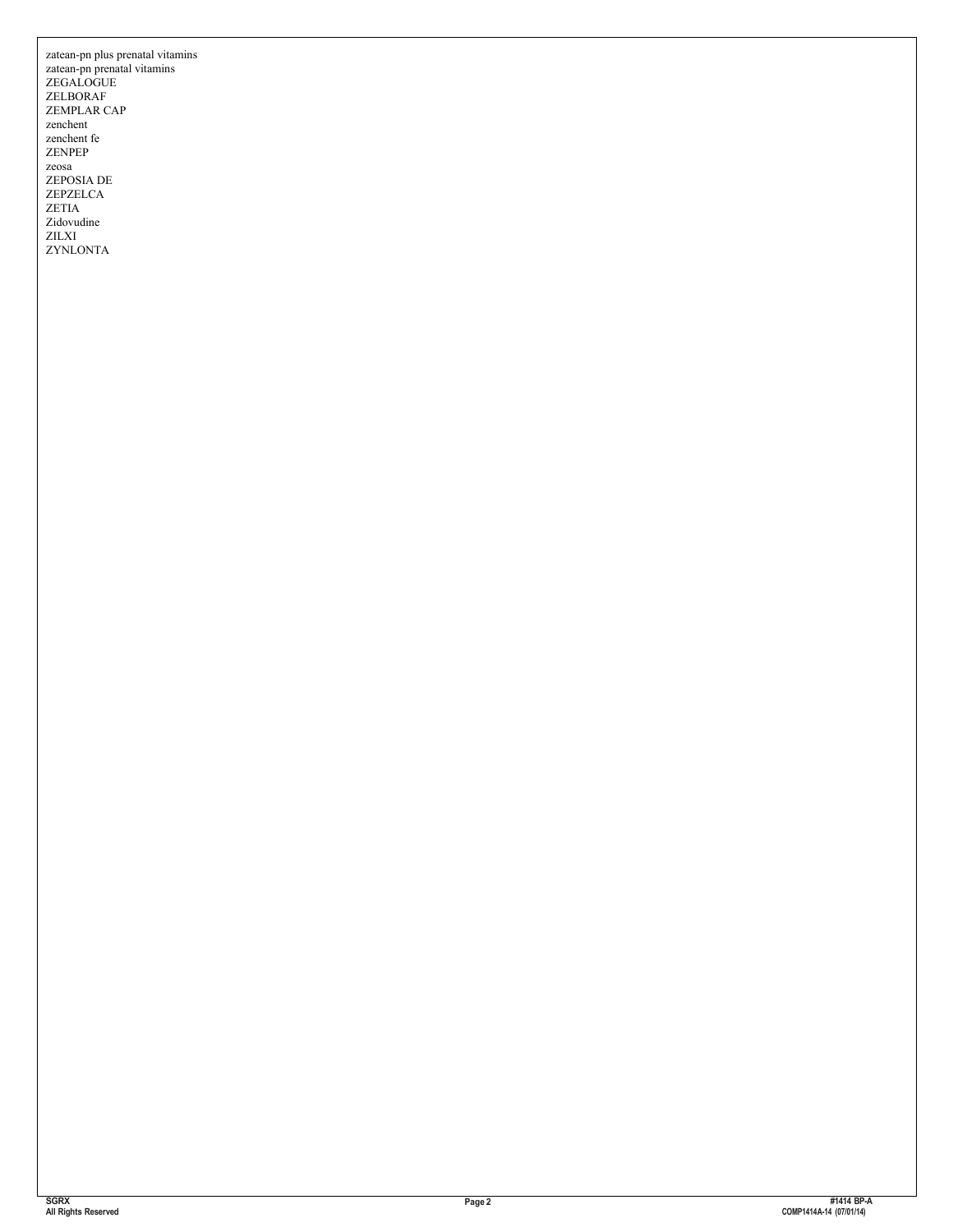zatean-pn plus prenatal vitamins
zatean-pn prenatal vitamins
ZEGALOGUE
ZELBORAF
ZEMPLAR CAP
zenchent
zenchent fe
ZENPEP
zeosa
ZEPOSIA DE
ZEPZELCA
ZETIA
Zidovudine
ZILXI
ZYNLONTA